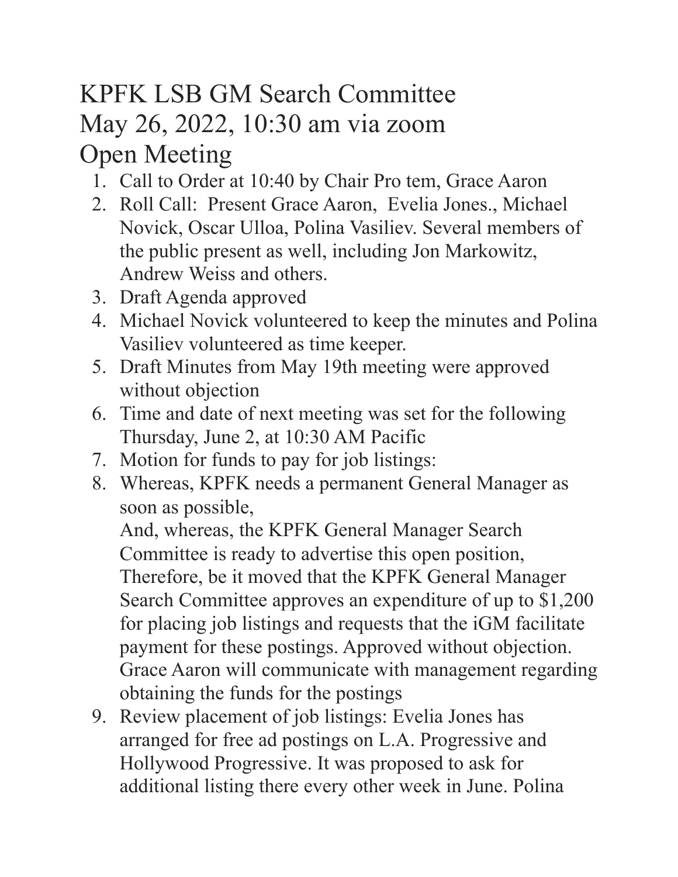# KPFK LSB GM Search Committee
# May 26, 2022, 10:30 am via zoom
# Open Meeting

1. Call to Order at 10:40 by Chair Pro tem, Grace Aaron
2. Roll Call: Present Grace Aaron, Evelia Jones., Michael Novick, Oscar Ulloa, Polina Vasiliev. Several members of the public present as well, including Jon Markowitz, Andrew Weiss and others.
3. Draft Agenda approved
4. Michael Novick volunteered to keep the minutes and Polina Vasiliev volunteered as time keeper.
5. Draft Minutes from May 19th meeting were approved without objection
6. Time and date of next meeting was set for the following Thursday, June 2, at 10:30 AM Pacific
7. Motion for funds to pay for job listings:
8. Whereas, KPFK needs a permanent General Manager as soon as possible,
   And, whereas, the KPFK General Manager Search Committee is ready to advertise this open position,
   Therefore, be it moved that the KPFK General Manager Search Committee approves an expenditure of up to $1,200 for placing job listings and requests that the iGM facilitate payment for these postings. Approved without objection. Grace Aaron will communicate with management regarding obtaining the funds for the postings
9. Review placement of job listings: Evelia Jones has arranged for free ad postings on L.A. Progressive and Hollywood Progressive. It was proposed to ask for additional listing there every other week in June. Polina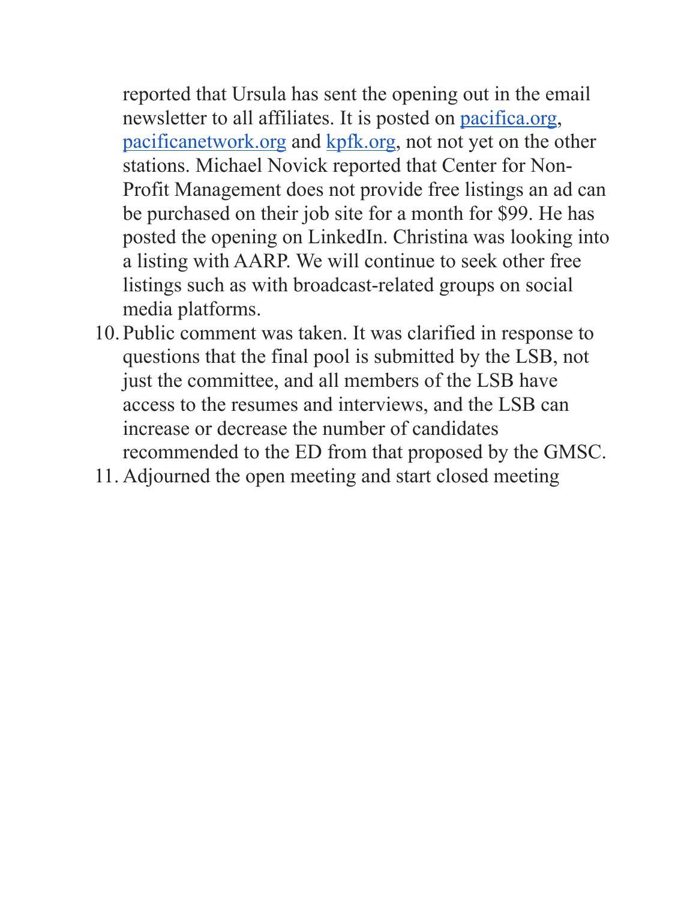reported that Ursula has sent the opening out in the email newsletter to all affiliates. It is posted on [pacifica.org](pacifica.org), [pacificanetwork.org](pacificanetwork.org) and [kpfk.org](kpfk.org), not not yet on the other stations. Michael Novick reported that Center for Non-Profit Management does not provide free listings an ad can be purchased on their job site for a month for $99. He has posted the opening on LinkedIn. Christina was looking into a listing with AARP. We will continue to seek other free listings such as with broadcast-related groups on social media platforms.

10. Public comment was taken. It was clarified in response to questions that the final pool is submitted by the LSB, not just the committee, and all members of the LSB have access to the resumes and interviews, and the LSB can increase or decrease the number of candidates recommended to the ED from that proposed by the GMSC.
11. Adjourned the open meeting and start closed meeting